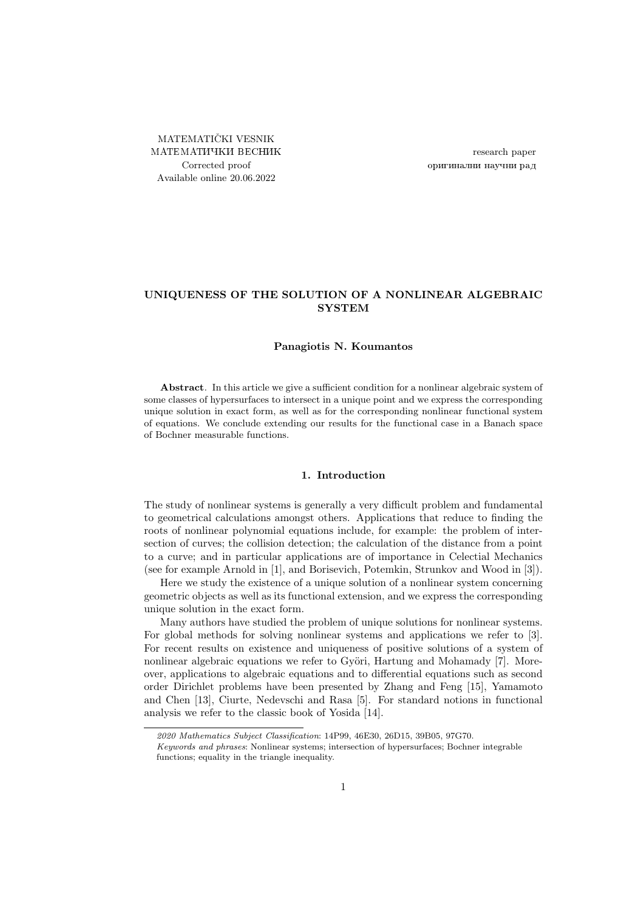MATEMATIČKI VESNIK
МАТЕМАТИЧКИ ВЕСНИК
Corrected proof
Available online 20.06.2022

research paper
оригинални научни рад

# UNIQUENESS OF THE SOLUTION OF A NONLINEAR ALGEBRAIC SYSTEM

**Panagiotis N. Koumantos**

**Abstract**. In this article we give a sufficient condition for a nonlinear algebraic system of some classes of hypersurfaces to intersect in a unique point and we express the corresponding unique solution in exact form, as well as for the corresponding nonlinear functional system of equations. We conclude extending our results for the functional case in a Banach space of Bochner measurable functions.

## 1. Introduction

The study of nonlinear systems is generally a very difficult problem and fundamental to geometrical calculations amongst others. Applications that reduce to finding the roots of nonlinear polynomial equations include, for example: the problem of intersection of curves; the collision detection; the calculation of the distance from a point to a curve; and in particular applications are of importance in Celectial Mechanics (see for example Arnold in [1], and Borisevich, Potemkin, Strunkov and Wood in [3]).

Here we study the existence of a unique solution of a nonlinear system concerning geometric objects as well as its functional extension, and we express the corresponding unique solution in the exact form.

Many authors have studied the problem of unique solutions for nonlinear systems. For global methods for solving nonlinear systems and applications we refer to [3]. For recent results on existence and uniqueness of positive solutions of a system of nonlinear algebraic equations we refer to Györi, Hartung and Mohamady [7]. Moreover, applications to algebraic equations and to differential equations such as second order Dirichlet problems have been presented by Zhang and Feng [15], Yamamoto and Chen [13], Ciurte, Nedevschi and Rasa [5]. For standard notions in functional analysis we refer to the classic book of Yosida [14].

*2020 Mathematics Subject Classification*: 14P99, 46E30, 26D15, 39B05, 97G70.

*Keywords and phrases*: Nonlinear systems; intersection of hypersurfaces; Bochner integrable functions; equality in the triangle inequality.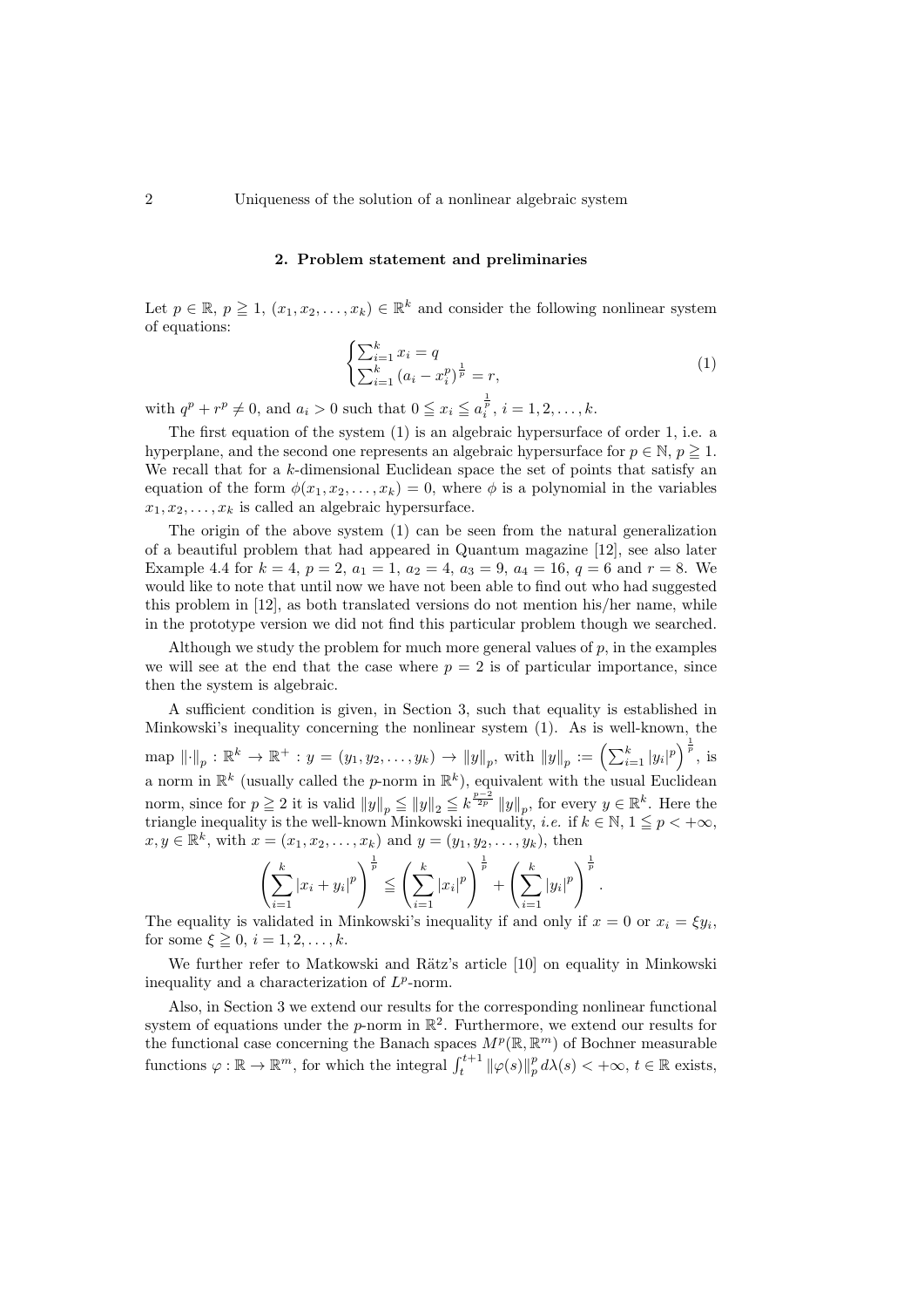## 2. Problem statement and preliminaries

Let $p \in \mathbb{R}$, $p \geqq 1$, $(x_1, x_2, \ldots, x_k) \in \mathbb{R}^k$ and consider the following nonlinear system of equations:

$$\begin{cases} \sum_{i=1}^{k} x_i = q \\ \sum_{i=1}^{k} (a_i - x_i^p)^{\frac{1}{p}} = r, \end{cases} \tag{1}$$

with $q^p + r^p \neq 0$, and $a_i > 0$ such that $0 \leqq x_i \leqq a_i^{\frac{1}{p}}$, $i = 1, 2, \ldots, k$.

The first equation of the system (1) is an algebraic hypersurface of order 1, i.e. a hyperplane, and the second one represents an algebraic hypersurface for $p \in \mathbb{N}$, $p \geqq 1$. We recall that for a $k$-dimensional Euclidean space the set of points that satisfy an equation of the form $\phi(x_1, x_2, \ldots, x_k) = 0$, where $\phi$ is a polynomial in the variables $x_1, x_2, \ldots, x_k$ is called an algebraic hypersurface.

The origin of the above system (1) can be seen from the natural generalization of a beautiful problem that had appeared in Quantum magazine [12], see also later Example 4.4 for $k = 4$, $p = 2$, $a_1 = 1$, $a_2 = 4$, $a_3 = 9$, $a_4 = 16$, $q = 6$ and $r = 8$. We would like to note that until now we have not been able to find out who had suggested this problem in [12], as both translated versions do not mention his/her name, while in the prototype version we did not find this particular problem though we searched.

Although we study the problem for much more general values of $p$, in the examples we will see at the end that the case where $p = 2$ is of particular importance, since then the system is algebraic.

A sufficient condition is given, in Section 3, such that equality is established in Minkowski's inequality concerning the nonlinear system (1). As is well-known, the map $\|\cdot\|_p : \mathbb{R}^k \to \mathbb{R}^+ : y = (y_1, y_2, \ldots, y_k) \to \|y\|_p$, with $\|y\|_p := \left(\sum_{i=1}^{k} |y_i|^p\right)^{\frac{1}{p}}$, is a norm in $\mathbb{R}^k$ (usually called the $p$-norm in $\mathbb{R}^k$), equivalent with the usual Euclidean norm, since for $p \geqq 2$ it is valid $\|y\|_p \leqq \|y\|_2 \leqq k^{\frac{p-2}{2p}} \|y\|_p$, for every $y \in \mathbb{R}^k$. Here the triangle inequality is the well-known Minkowski inequality, *i.e.* if $k \in \mathbb{N}$, $1 \leqq p < +\infty$, $x, y \in \mathbb{R}^k$, with $x = (x_1, x_2, \ldots, x_k)$ and $y = (y_1, y_2, \ldots, y_k)$, then

$$\left(\sum_{i=1}^{k} |x_i + y_i|^p\right)^{\frac{1}{p}} \leqq \left(\sum_{i=1}^{k} |x_i|^p\right)^{\frac{1}{p}} + \left(\sum_{i=1}^{k} |y_i|^p\right)^{\frac{1}{p}}.$$

The equality is validated in Minkowski's inequality if and only if $x = 0$ or $x_i = \xi y_i$, for some $\xi \geqq 0$, $i = 1, 2, \ldots, k$.

We further refer to Matkowski and Rätz's article [10] on equality in Minkowski inequality and a characterization of $L^p$-norm.

Also, in Section 3 we extend our results for the corresponding nonlinear functional system of equations under the $p$-norm in $\mathbb{R}^2$. Furthermore, we extend our results for the functional case concerning the Banach spaces $M^p(\mathbb{R}, \mathbb{R}^m)$ of Bochner measurable functions $\varphi : \mathbb{R} \to \mathbb{R}^m$, for which the integral $\int_t^{t+1} \|\varphi(s)\|_p^p \, d\lambda(s) < +\infty$, $t \in \mathbb{R}$ exists,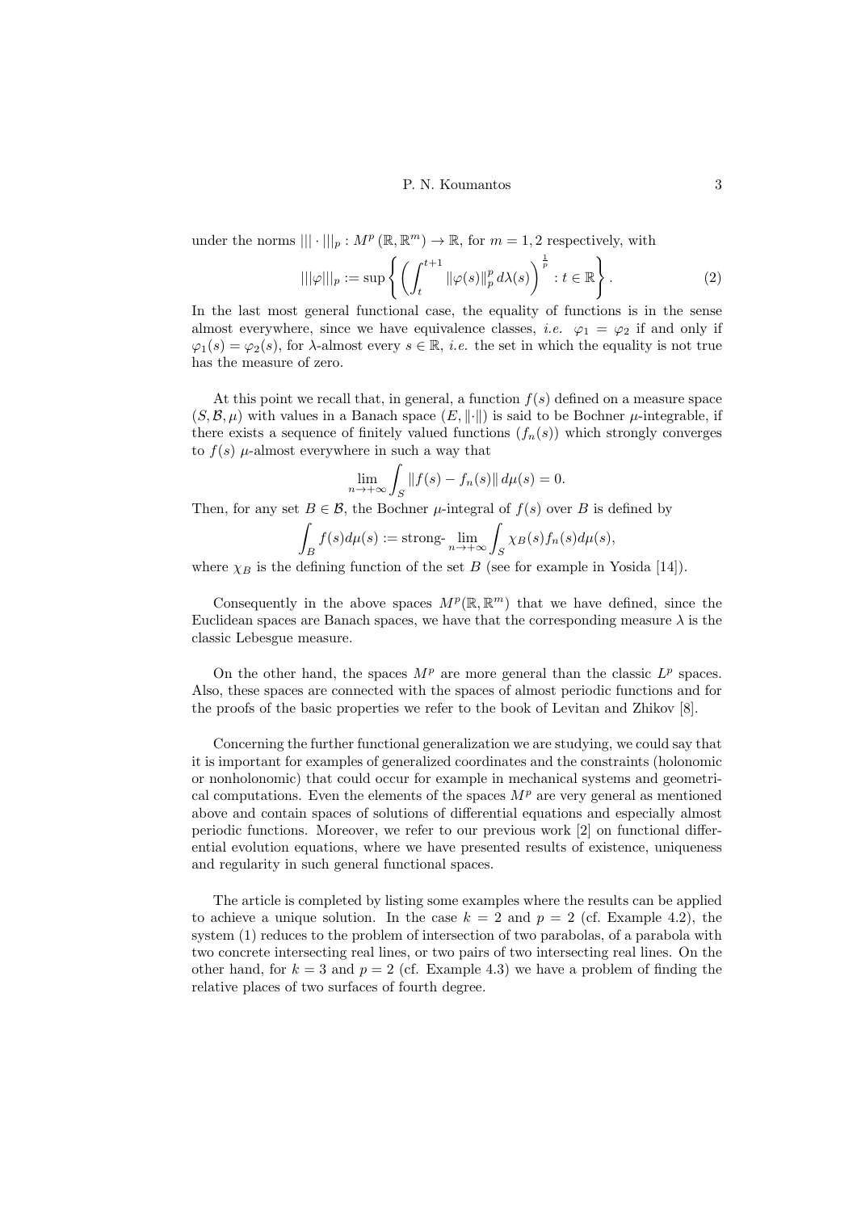under the norms $|||\cdot|||_p : M^p(\mathbb{R}, \mathbb{R}^m) \to \mathbb{R}$, for $m = 1, 2$ respectively, with

$$|||\varphi|||_p := \sup\left\{ \left( \int_t^{t+1} \|\varphi(s)\|_p^p \, d\lambda(s) \right)^{\frac{1}{p}} : t \in \mathbb{R} \right\}. \tag{2}$$

In the last most general functional case, the equality of functions is in the sense almost everywhere, since we have equivalence classes, *i.e.* $\varphi_1 = \varphi_2$ if and only if $\varphi_1(s) = \varphi_2(s)$, for $\lambda$-almost every $s \in \mathbb{R}$, *i.e.* the set in which the equality is not true has the measure of zero.

At this point we recall that, in general, a function $f(s)$ defined on a measure space $(S, \mathcal{B}, \mu)$ with values in a Banach space $(E, \|\cdot\|)$ is said to be Bochner $\mu$-integrable, if there exists a sequence of finitely valued functions $(f_n(s))$ which strongly converges to $f(s)$ $\mu$-almost everywhere in such a way that

$$\lim_{n\to+\infty} \int_S \|f(s) - f_n(s)\| \, d\mu(s) = 0.$$

Then, for any set $B \in \mathcal{B}$, the Bochner $\mu$-integral of $f(s)$ over $B$ is defined by

$$\int_B f(s) d\mu(s) := \text{strong-}\lim_{n\to+\infty} \int_S \chi_B(s) f_n(s) d\mu(s),$$

where $\chi_B$ is the defining function of the set $B$ (see for example in Yosida [14]).

Consequently in the above spaces $M^p(\mathbb{R}, \mathbb{R}^m)$ that we have defined, since the Euclidean spaces are Banach spaces, we have that the corresponding measure $\lambda$ is the classic Lebesgue measure.

On the other hand, the spaces $M^p$ are more general than the classic $L^p$ spaces. Also, these spaces are connected with the spaces of almost periodic functions and for the proofs of the basic properties we refer to the book of Levitan and Zhikov [8].

Concerning the further functional generalization we are studying, we could say that it is important for examples of generalized coordinates and the constraints (holonomic or nonholonomic) that could occur for example in mechanical systems and geometrical computations. Even the elements of the spaces $M^p$ are very general as mentioned above and contain spaces of solutions of differential equations and especially almost periodic functions. Moreover, we refer to our previous work [2] on functional differential evolution equations, where we have presented results of existence, uniqueness and regularity in such general functional spaces.

The article is completed by listing some examples where the results can be applied to achieve a unique solution. In the case $k = 2$ and $p = 2$ (cf. Example 4.2), the system (1) reduces to the problem of intersection of two parabolas, of a parabola with two concrete intersecting real lines, or two pairs of two intersecting real lines. On the other hand, for $k = 3$ and $p = 2$ (cf. Example 4.3) we have a problem of finding the relative places of two surfaces of fourth degree.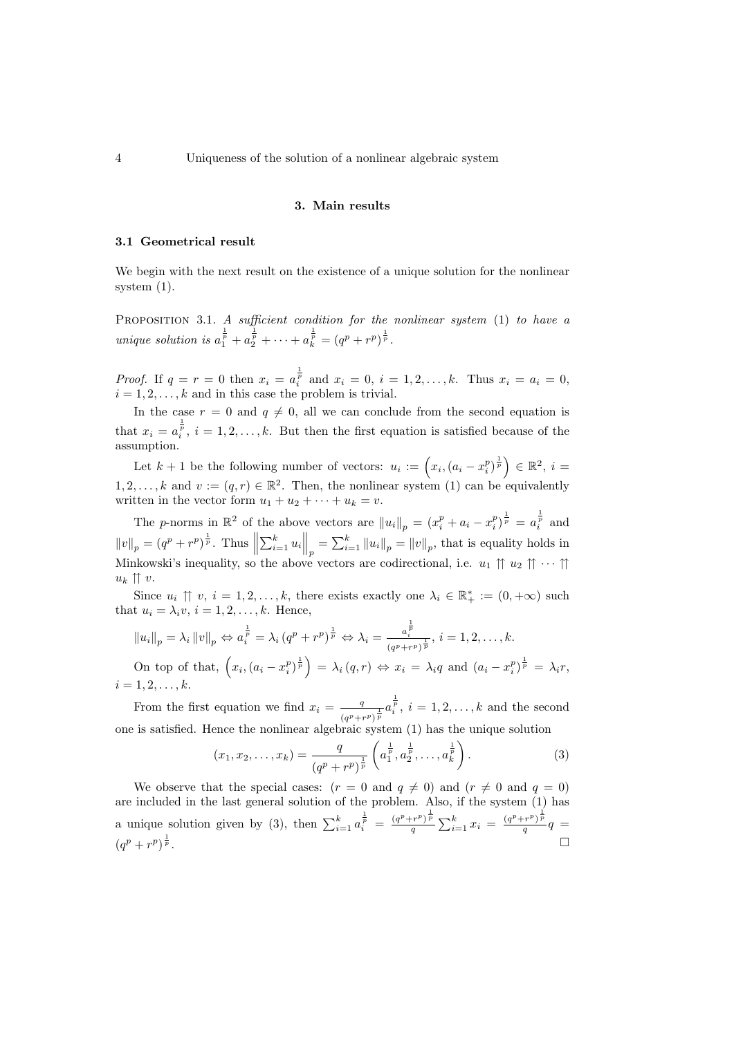## 3. Main results

### 3.1 Geometrical result

We begin with the next result on the existence of a unique solution for the nonlinear system (1).

Proposition 3.1. *A sufficient condition for the nonlinear system* (1) *to have a unique solution is* $a_1^{\frac{1}{p}} + a_2^{\frac{1}{p}} + \cdots + a_k^{\frac{1}{p}} = (q^p + r^p)^{\frac{1}{p}}$.

*Proof.* If $q = r = 0$ then $x_i = a_i^{\frac{1}{p}}$ and $x_i = 0$, $i = 1, 2, \ldots, k$. Thus $x_i = a_i = 0$, $i = 1, 2, \ldots, k$ and in this case the problem is trivial.

In the case $r = 0$ and $q \neq 0$, all we can conclude from the second equation is that $x_i = a_i^{\frac{1}{p}}$, $i = 1, 2, \ldots, k$. But then the first equation is satisfied because of the assumption.

Let $k+1$ be the following number of vectors: $u_i := \left(x_i, (a_i - x_i^p)^{\frac{1}{p}}\right) \in \mathbb{R}^2$, $i = 1, 2, \ldots, k$ and $v := (q, r) \in \mathbb{R}^2$. Then, the nonlinear system (1) can be equivalently written in the vector form $u_1 + u_2 + \cdots + u_k = v$.

The $p$-norms in $\mathbb{R}^2$ of the above vectors are $\|u_i\|_p = (x_i^p + a_i - x_i^p)^{\frac{1}{p}} = a_i^{\frac{1}{p}}$ and $\|v\|_p = (q^p + r^p)^{\frac{1}{p}}$. Thus $\left\|\sum_{i=1}^k u_i\right\|_p = \sum_{i=1}^k \|u_i\|_p = \|v\|_p$, that is equality holds in Minkowski's inequality, so the above vectors are codirectional, i.e. $u_1 \upuparrows u_2 \upuparrows \cdots \upuparrows u_k \upuparrows v$.

Since $u_i \upuparrows v$, $i = 1, 2, \ldots, k$, there exists exactly one $\lambda_i \in \mathbb{R}_+^* := (0, +\infty)$ such that $u_i = \lambda_i v$, $i = 1, 2, \ldots, k$. Hence,

$$\|u_i\|_p = \lambda_i \|v\|_p \Leftrightarrow a_i^{\frac{1}{p}} = \lambda_i (q^p + r^p)^{\frac{1}{p}} \Leftrightarrow \lambda_i = \frac{a_i^{\frac{1}{p}}}{(q^p + r^p)^{\frac{1}{p}}},\ i = 1, 2, \ldots, k.$$

On top of that, $\left(x_i, (a_i - x_i^p)^{\frac{1}{p}}\right) = \lambda_i (q, r) \Leftrightarrow x_i = \lambda_i q$ and $(a_i - x_i^p)^{\frac{1}{p}} = \lambda_i r$, $i = 1, 2, \ldots, k$.

From the first equation we find $x_i = \frac{q}{(q^p + r^p)^{\frac{1}{p}}} a_i^{\frac{1}{p}}$, $i = 1, 2, \ldots, k$ and the second one is satisfied. Hence the nonlinear algebraic system (1) has the unique solution

$$(x_1, x_2, \ldots, x_k) = \frac{q}{(q^p + r^p)^{\frac{1}{p}}} \left(a_1^{\frac{1}{p}}, a_2^{\frac{1}{p}}, \ldots, a_k^{\frac{1}{p}}\right). \tag{3}$$

We observe that the special cases: ($r = 0$ and $q \neq 0$) and ($r \neq 0$ and $q = 0$) are included in the last general solution of the problem. Also, if the system (1) has a unique solution given by (3), then $\sum_{i=1}^k a_i^{\frac{1}{p}} = \frac{(q^p + r^p)^{\frac{1}{p}}}{q} \sum_{i=1}^k x_i = \frac{(q^p + r^p)^{\frac{1}{p}}}{q} q = (q^p + r^p)^{\frac{1}{p}}$. $\square$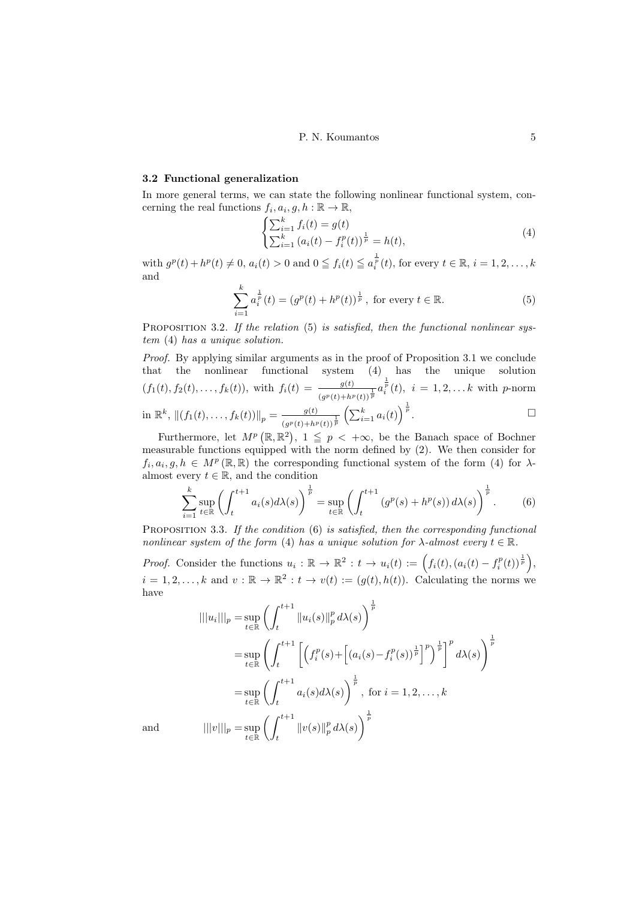### 3.2 Functional generalization

In more general terms, we can state the following nonlinear functional system, concerning the real functions $f_i, a_i, g, h : \mathbb{R} \to \mathbb{R}$,

$$\begin{cases} \sum_{i=1}^{k} f_i(t) = g(t) \\ \sum_{i=1}^{k} \left(a_i(t) - f_i^p(t)\right)^{\frac{1}{p}} = h(t), \end{cases} \tag{4}$$

with $g^p(t) + h^p(t) \neq 0$, $a_i(t) > 0$ and $0 \leqq f_i(t) \leqq a_i^{\frac{1}{p}}(t)$, for every $t \in \mathbb{R}$, $i = 1, 2, \ldots, k$ and

$$\sum_{i=1}^{k} a_i^{\frac{1}{p}}(t) = \left(g^p(t) + h^p(t)\right)^{\frac{1}{p}}, \text{ for every } t \in \mathbb{R}. \tag{5}$$

Proposition 3.2. *If the relation* (5) *is satisfied, then the functional nonlinear system* (4) *has a unique solution.*

*Proof.* By applying similar arguments as in the proof of Proposition 3.1 we conclude that the nonlinear functional system (4) has the unique solution $(f_1(t), f_2(t), \ldots, f_k(t))$, with $f_i(t) = \frac{g(t)}{(g^p(t)+h^p(t))^{\frac{1}{p}}} a_i^{\frac{1}{p}}(t)$, $i = 1, 2, \ldots k$ with $p$-norm in $\mathbb{R}^k$, $\|(f_1(t), \ldots, f_k(t))\|_p = \frac{g(t)}{(g^p(t)+h^p(t))^{\frac{1}{p}}} \left(\sum_{i=1}^{k} a_i(t)\right)^{\frac{1}{p}}$. $\square$

Furthermore, let $M^p\left(\mathbb{R}, \mathbb{R}^2\right)$, $1 \leqq p < +\infty$, be the Banach space of Bochner measurable functions equipped with the norm defined by (2). We then consider for $f_i, a_i, g, h \in M^p(\mathbb{R}, \mathbb{R})$ the corresponding functional system of the form (4) for $\lambda$-almost every $t \in \mathbb{R}$, and the condition

$$\sum_{i=1}^{k} \sup_{t \in \mathbb{R}} \left(\int_t^{t+1} a_i(s) d\lambda(s)\right)^{\frac{1}{p}} = \sup_{t \in \mathbb{R}} \left(\int_t^{t+1} \left(g^p(s) + h^p(s)\right) d\lambda(s)\right)^{\frac{1}{p}}. \tag{6}$$

Proposition 3.3. *If the condition* (6) *is satisfied, then the corresponding functional nonlinear system of the form* (4) *has a unique solution for $\lambda$-almost every $t \in \mathbb{R}$.*

*Proof.* Consider the functions $u_i : \mathbb{R} \to \mathbb{R}^2 : t \to u_i(t) := \left(f_i(t), (a_i(t) - f_i^p(t))^{\frac{1}{p}}\right)$, $i = 1, 2, \ldots, k$ and $v : \mathbb{R} \to \mathbb{R}^2 : t \to v(t) := (g(t), h(t))$. Calculating the norms we have

$$\begin{aligned} |||u_i|||_p &= \sup_{t \in \mathbb{R}} \left(\int_t^{t+1} \|u_i(s)\|_p^p \, d\lambda(s)\right)^{\frac{1}{p}} \\ &= \sup_{t \in \mathbb{R}} \left(\int_t^{t+1} \left[\left(f_i^p(s) + \left[(a_i(s) - f_i^p(s))^{\frac{1}{p}}\right]^p\right)^{\frac{1}{p}}\right]^p d\lambda(s)\right)^{\frac{1}{p}} \\ &= \sup_{t \in \mathbb{R}} \left(\int_t^{t+1} a_i(s) d\lambda(s)\right)^{\frac{1}{p}}, \text{ for } i = 1, 2, \ldots, k \end{aligned}$$

and

$$|||v|||_p = \sup_{t \in \mathbb{R}} \left(\int_t^{t+1} \|v(s)\|_p^p \, d\lambda(s)\right)^{\frac{1}{p}}$$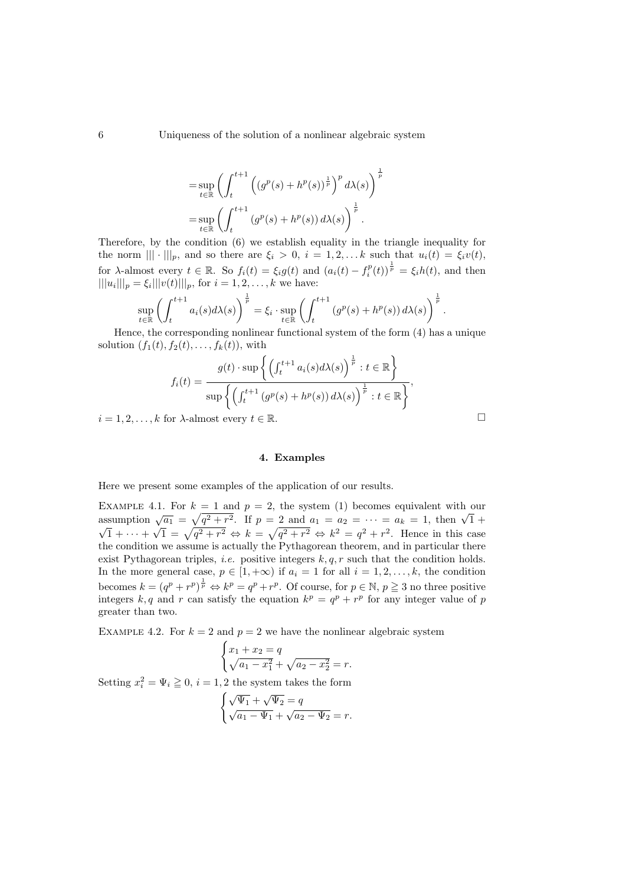$$
\begin{aligned}
&= \sup_{t\in\mathbb{R}} \left( \int_t^{t+1} \left( (g^p(s) + h^p(s))^{\frac{1}{p}} \right)^p d\lambda(s) \right)^{\frac{1}{p}} \\
&= \sup_{t\in\mathbb{R}} \left( \int_t^{t+1} (g^p(s) + h^p(s))\, d\lambda(s) \right)^{\frac{1}{p}}.
\end{aligned}
$$

Therefore, by the condition (6) we establish equality in the triangle inequality for the norm $|||\cdot|||_p$, and so there are $\xi_i > 0$, $i = 1, 2, \ldots k$ such that $u_i(t) = \xi_i v(t)$, for $\lambda$-almost every $t \in \mathbb{R}$. So $f_i(t) = \xi_i g(t)$ and $(a_i(t) - f_i^p(t))^{\frac{1}{p}} = \xi_i h(t)$, and then $|||u_i|||_p = \xi_i |||v(t)|||_p$, for $i = 1, 2, \ldots, k$ we have:

$$
\sup_{t\in\mathbb{R}} \left( \int_t^{t+1} a_i(s) d\lambda(s) \right)^{\frac{1}{p}} = \xi_i \cdot \sup_{t\in\mathbb{R}} \left( \int_t^{t+1} (g^p(s) + h^p(s))\, d\lambda(s) \right)^{\frac{1}{p}}.
$$

Hence, the corresponding nonlinear functional system of the form (4) has a unique solution $(f_1(t), f_2(t), \ldots, f_k(t))$, with

$$
f_i(t) = \frac{g(t) \cdot \sup \left\{ \left( \int_t^{t+1} a_i(s) d\lambda(s) \right)^{\frac{1}{p}} : t \in \mathbb{R} \right\}}{\sup \left\{ \left( \int_t^{t+1} (g^p(s) + h^p(s))\, d\lambda(s) \right)^{\frac{1}{p}} : t \in \mathbb{R} \right\}},
$$

$i = 1, 2, \ldots, k$ for $\lambda$-almost every $t \in \mathbb{R}$. □

## 4. Examples

Here we present some examples of the application of our results.

Example 4.1. For $k = 1$ and $p = 2$, the system (1) becomes equivalent with our assumption $\sqrt{a_1} = \sqrt{q^2 + r^2}$. If $p = 2$ and $a_1 = a_2 = \cdots = a_k = 1$, then $\sqrt{1} + \sqrt{1} + \cdots + \sqrt{1} = \sqrt{q^2 + r^2} \Leftrightarrow k = \sqrt{q^2 + r^2} \Leftrightarrow k^2 = q^2 + r^2$. Hence in this case the condition we assume is actually the Pythagorean theorem, and in particular there exist Pythagorean triples, *i.e.* positive integers $k, q, r$ such that the condition holds. In the more general case, $p \in [1, +\infty)$ if $a_i = 1$ for all $i = 1, 2, \ldots, k$, the condition becomes $k = (q^p + r^p)^{\frac{1}{p}} \Leftrightarrow k^p = q^p + r^p$. Of course, for $p \in \mathbb{N}$, $p \geqq 3$ no three positive integers $k, q$ and $r$ can satisfy the equation $k^p = q^p + r^p$ for any integer value of $p$ greater than two.

Example 4.2. For $k = 2$ and $p = 2$ we have the nonlinear algebraic system

$$
\begin{cases}
x_1 + x_2 = q \\
\sqrt{a_1 - x_1^2} + \sqrt{a_2 - x_2^2} = r.
\end{cases}
$$

Setting $x_i^2 = \Psi_i \geqq 0$, $i = 1, 2$ the system takes the form

$$
\begin{cases}
\sqrt{\Psi_1} + \sqrt{\Psi_2} = q \\
\sqrt{a_1 - \Psi_1} + \sqrt{a_2 - \Psi_2} = r.
\end{cases}
$$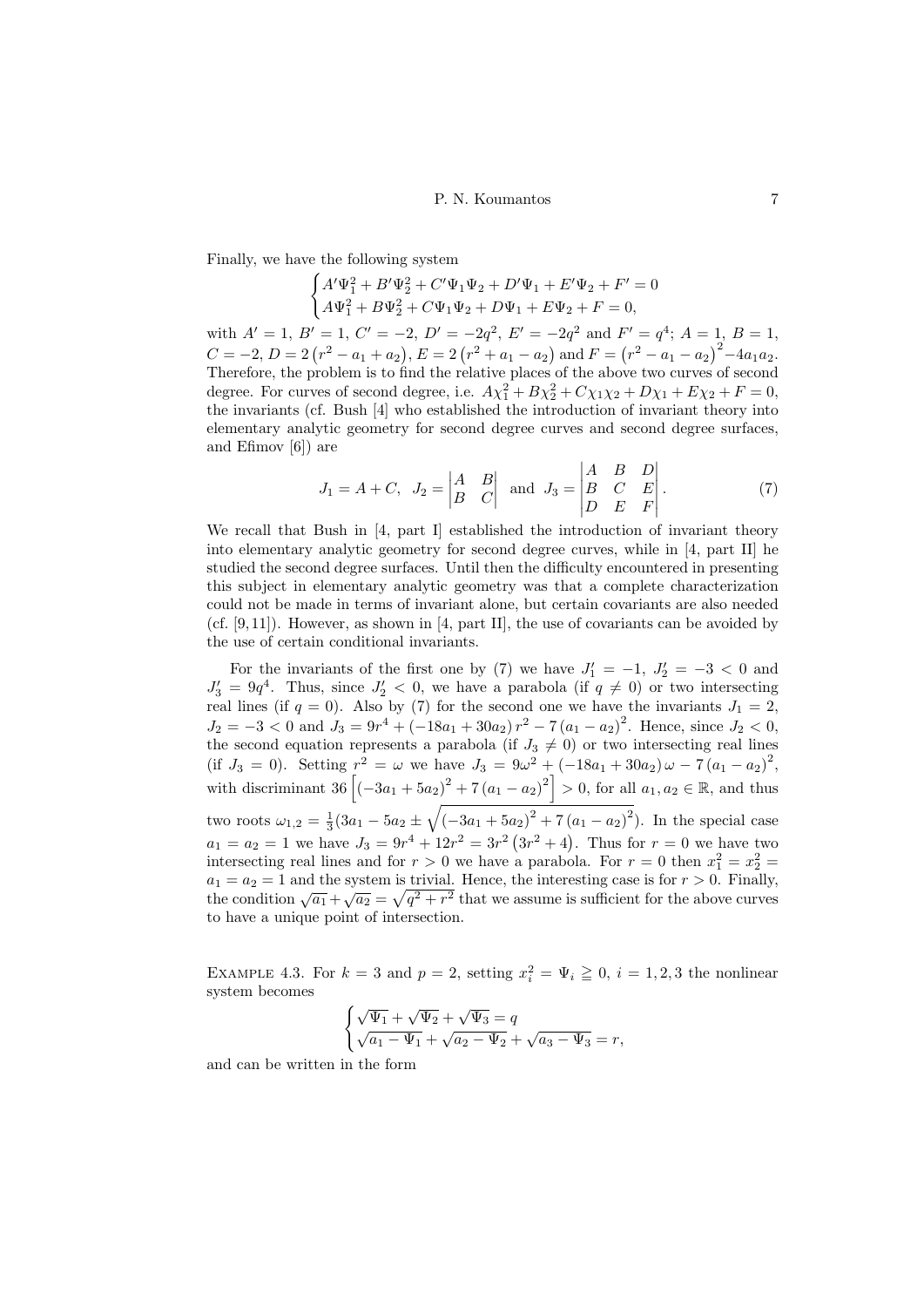Finally, we have the following system

$$
\begin{cases} A'\Psi_1^2 + B'\Psi_2^2 + C'\Psi_1\Psi_2 + D'\Psi_1 + E'\Psi_2 + F' = 0 \\ A\Psi_1^2 + B\Psi_2^2 + C\Psi_1\Psi_2 + D\Psi_1 + E\Psi_2 + F = 0, \end{cases}
$$

with $A' = 1$, $B' = 1$, $C' = -2$, $D' = -2q^2$, $E' = -2q^2$ and $F' = q^4$; $A = 1$, $B = 1$, $C = -2$, $D = 2\left(r^2 - a_1 + a_2\right)$, $E = 2\left(r^2 + a_1 - a_2\right)$ and $F = \left(r^2 - a_1 - a_2\right)^2 - 4a_1a_2$. Therefore, the problem is to find the relative places of the above two curves of second degree. For curves of second degree, i.e. $A\chi_1^2 + B\chi_2^2 + C\chi_1\chi_2 + D\chi_1 + E\chi_2 + F = 0$, the invariants (cf. Bush [4] who established the introduction of invariant theory into elementary analytic geometry for second degree curves and second degree surfaces, and Efimov [6]) are

$$
J_1 = A + C, \quad J_2 = \begin{vmatrix} A & B \\ B & C \end{vmatrix} \quad \text{and} \quad J_3 = \begin{vmatrix} A & B & D \\ B & C & E \\ D & E & F \end{vmatrix}. \tag{7}
$$

We recall that Bush in [4, part I] established the introduction of invariant theory into elementary analytic geometry for second degree curves, while in [4, part II] he studied the second degree surfaces. Until then the difficulty encountered in presenting this subject in elementary analytic geometry was that a complete characterization could not be made in terms of invariant alone, but certain covariants are also needed (cf. [9,11]). However, as shown in [4, part II], the use of covariants can be avoided by the use of certain conditional invariants.

For the invariants of the first one by (7) we have $J_1' = -1$, $J_2' = -3 < 0$ and $J_3' = 9q^4$. Thus, since $J_2' < 0$, we have a parabola (if $q \neq 0$) or two intersecting real lines (if $q = 0$). Also by (7) for the second one we have the invariants $J_1 = 2$, $J_2 = -3 < 0$ and $J_3 = 9r^4 + \left(-18a_1 + 30a_2\right)r^2 - 7\left(a_1 - a_2\right)^2$. Hence, since $J_2 < 0$, the second equation represents a parabola (if $J_3 \neq 0$) or two intersecting real lines (if $J_3 = 0$). Setting $r^2 = \omega$ we have $J_3 = 9\omega^2 + \left(-18a_1 + 30a_2\right)\omega - 7\left(a_1 - a_2\right)^2$, with discriminant $36\left[\left(-3a_1 + 5a_2\right)^2 + 7\left(a_1 - a_2\right)^2\right] > 0$, for all $a_1, a_2 \in \mathbb{R}$, and thus two roots $\omega_{1,2} = \frac{1}{3}\left(3a_1 - 5a_2 \pm \sqrt{\left(-3a_1 + 5a_2\right)^2 + 7\left(a_1 - a_2\right)^2}\right)$. In the special case $a_1 = a_2 = 1$ we have $J_3 = 9r^4 + 12r^2 = 3r^2\left(3r^2 + 4\right)$. Thus for $r = 0$ we have two intersecting real lines and for $r > 0$ we have a parabola. For $r = 0$ then $x_1^2 = x_2^2 = a_1 = a_2 = 1$ and the system is trivial. Hence, the interesting case is for $r > 0$. Finally, the condition $\sqrt{a_1} + \sqrt{a_2} = \sqrt{q^2 + r^2}$ that we assume is sufficient for the above curves to have a unique point of intersection.

Example 4.3. For $k = 3$ and $p = 2$, setting $x_i^2 = \Psi_i \geqq 0$, $i = 1, 2, 3$ the nonlinear system becomes

$$
\begin{cases} \sqrt{\Psi_1} + \sqrt{\Psi_2} + \sqrt{\Psi_3} = q \\ \sqrt{a_1 - \Psi_1} + \sqrt{a_2 - \Psi_2} + \sqrt{a_3 - \Psi_3} = r, \end{cases}
$$

and can be written in the form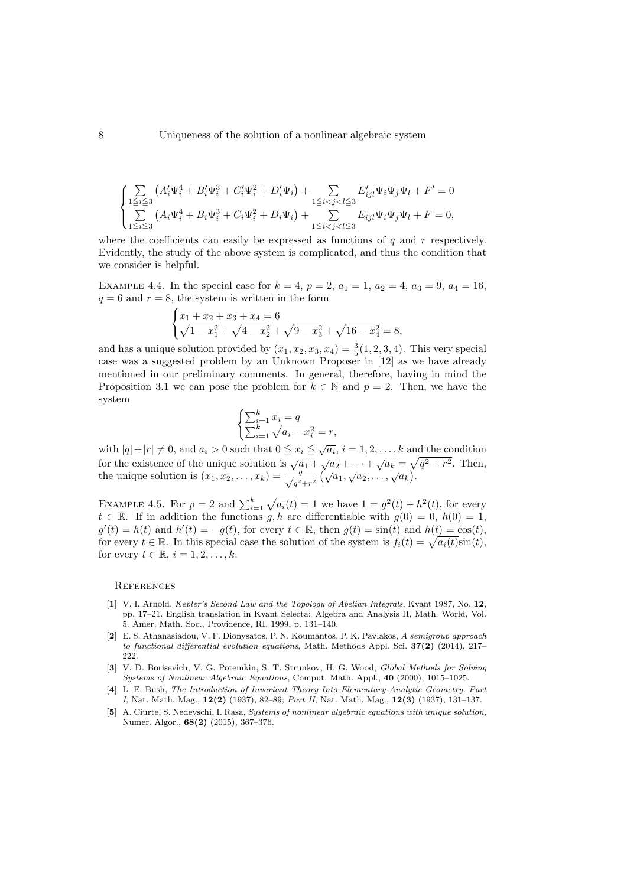$$
\begin{cases}
\sum\limits_{1 \leqq i \leqq 3} \left( A_i' \Psi_i^4 + B_i' \Psi_i^3 + C_i' \Psi_i^2 + D_i' \Psi_i \right) + \sum\limits_{1 \leqq i < j < l \leqq 3} E_{ijl}' \Psi_i \Psi_j \Psi_l + F' = 0 \\
\sum\limits_{1 \leqq i \leqq 3} \left( A_i \Psi_i^4 + B_i \Psi_i^3 + C_i \Psi_i^2 + D_i \Psi_i \right) + \sum\limits_{1 \leqq i < j < l \leqq 3} E_{ijl} \Psi_i \Psi_j \Psi_l + F = 0,
\end{cases}
$$

where the coefficients can easily be expressed as functions of $q$ and $r$ respectively. Evidently, the study of the above system is complicated, and thus the condition that we consider is helpful.

Example 4.4. In the special case for $k = 4$, $p = 2$, $a_1 = 1$, $a_2 = 4$, $a_3 = 9$, $a_4 = 16$, $q = 6$ and $r = 8$, the system is written in the form

$$
\begin{cases}
x_1 + x_2 + x_3 + x_4 = 6 \\
\sqrt{1 - x_1^2} + \sqrt{4 - x_2^2} + \sqrt{9 - x_3^2} + \sqrt{16 - x_4^2} = 8,
\end{cases}
$$

and has a unique solution provided by $(x_1, x_2, x_3, x_4) = \frac{3}{5}(1, 2, 3, 4)$. This very special case was a suggested problem by an Unknown Proposer in [12] as we have already mentioned in our preliminary comments. In general, therefore, having in mind the Proposition 3.1 we can pose the problem for $k \in \mathbb{N}$ and $p = 2$. Then, we have the system

$$
\begin{cases}
\sum_{i=1}^{k} x_i = q \\
\sum_{i=1}^{k} \sqrt{a_i - x_i^2} = r,
\end{cases}
$$

with $|q| + |r| \neq 0$, and $a_i > 0$ such that $0 \leqq x_i \leqq \sqrt{a_i}$, $i = 1, 2, \ldots, k$ and the condition for the existence of the unique solution is $\sqrt{a_1} + \sqrt{a_2} + \cdots + \sqrt{a_k} = \sqrt{q^2 + r^2}$. Then, the unique solution is $(x_1, x_2, \ldots, x_k) = \frac{q}{\sqrt{q^2 + r^2}} \left( \sqrt{a_1}, \sqrt{a_2}, \ldots, \sqrt{a_k} \right)$.

Example 4.5. For $p = 2$ and $\sum_{i=1}^{k} \sqrt{a_i(t)} = 1$ we have $1 = g^2(t) + h^2(t)$, for every $t \in \mathbb{R}$. If in addition the functions $g, h$ are differentiable with $g(0) = 0$, $h(0) = 1$, $g'(t) = h(t)$ and $h'(t) = -g(t)$, for every $t \in \mathbb{R}$, then $g(t) = \sin(t)$ and $h(t) = \cos(t)$, for every $t \in \mathbb{R}$. In this special case the solution of the system is $f_i(t) = \sqrt{a_i(t)} \sin(t)$, for every $t \in \mathbb{R}$, $i = 1, 2, \ldots, k$.

## References

**[1]** V. I. Arnold, *Kepler's Second Law and the Topology of Abelian Integrals*, Kvant 1987, No. **12**, pp. 17–21. English translation in Kvant Selecta: Algebra and Analysis II, Math. World, Vol. 5. Amer. Math. Soc., Providence, RI, 1999, p. 131–140.

**[2]** E. S. Athanasiadou, V. F. Dionysatos, P. N. Koumantos, P. K. Pavlakos, *A semigroup approach to functional differential evolution equations*, Math. Methods Appl. Sci. **37(2)** (2014), 217–222.

**[3]** V. D. Borisevich, V. G. Potemkin, S. T. Strunkov, H. G. Wood, *Global Methods for Solving Systems of Nonlinear Algebraic Equations*, Comput. Math. Appl., **40** (2000), 1015–1025.

**[4]** L. E. Bush, *The Introduction of Invariant Theory Into Elementary Analytic Geometry. Part I*, Nat. Math. Mag., **12(2)** (1937), 82–89; *Part II*, Nat. Math. Mag., **12(3)** (1937), 131–137.

**[5]** A. Ciurte, S. Nedevschi, I. Rasa, *Systems of nonlinear algebraic equations with unique solution*, Numer. Algor., **68(2)** (2015), 367–376.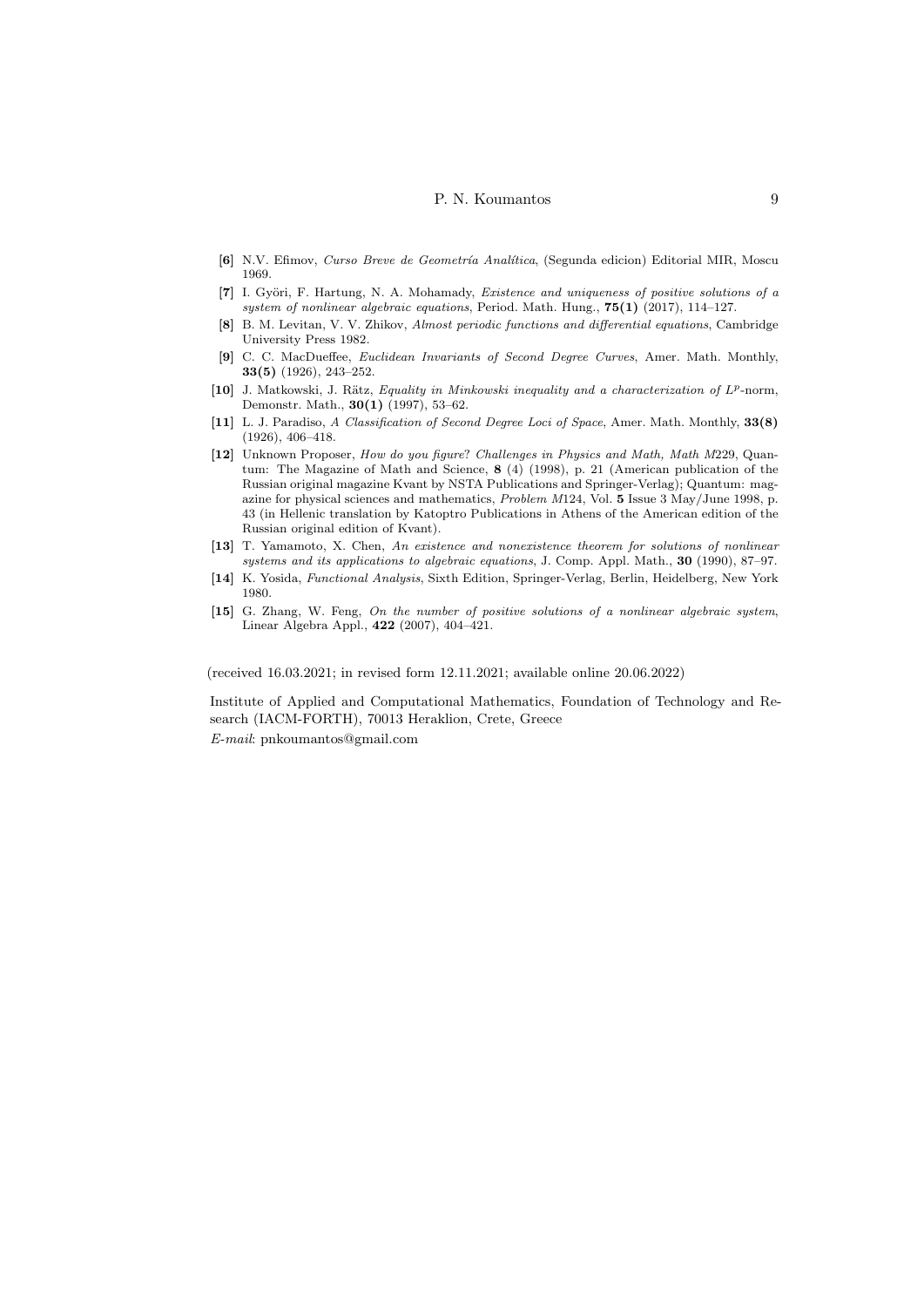**[6]** N.V. Efimov, *Curso Breve de Geometría Analítica*, (Segunda edicion) Editorial MIR, Moscu 1969.

**[7]** I. Györi, F. Hartung, N. A. Mohamady, *Existence and uniqueness of positive solutions of a system of nonlinear algebraic equations*, Period. Math. Hung., **75(1)** (2017), 114–127.

**[8]** B. M. Levitan, V. V. Zhikov, *Almost periodic functions and differential equations*, Cambridge University Press 1982.

**[9]** C. C. MacDueffee, *Euclidean Invariants of Second Degree Curves*, Amer. Math. Monthly, **33(5)** (1926), 243–252.

**[10]** J. Matkowski, J. Rätz, *Equality in Minkowski inequality and a characterization of $L^p$-norm*, Demonstr. Math., **30(1)** (1997), 53–62.

**[11]** L. J. Paradiso, *A Classification of Second Degree Loci of Space*, Amer. Math. Monthly, **33(8)** (1926), 406–418.

**[12]** Unknown Proposer, *How do you figure? Challenges in Physics and Math, Math M*229, Quantum: The Magazine of Math and Science, **8** (4) (1998), p. 21 (American publication of the Russian original magazine Kvant by NSTA Publications and Springer-Verlag); Quantum: magazine for physical sciences and mathematics, *Problem M*124, Vol. **5** Issue 3 May/June 1998, p. 43 (in Hellenic translation by Katoptro Publications in Athens of the American edition of the Russian original edition of Kvant).

**[13]** T. Yamamoto, X. Chen, *An existence and nonexistence theorem for solutions of nonlinear systems and its applications to algebraic equations*, J. Comp. Appl. Math., **30** (1990), 87–97.

**[14]** K. Yosida, *Functional Analysis*, Sixth Edition, Springer-Verlag, Berlin, Heidelberg, New York 1980.

**[15]** G. Zhang, W. Feng, *On the number of positive solutions of a nonlinear algebraic system*, Linear Algebra Appl., **422** (2007), 404–421.

(received 16.03.2021; in revised form 12.11.2021; available online 20.06.2022)

Institute of Applied and Computational Mathematics, Foundation of Technology and Research (IACM-FORTH), 70013 Heraklion, Crete, Greece

*E-mail*: pnkoumantos@gmail.com